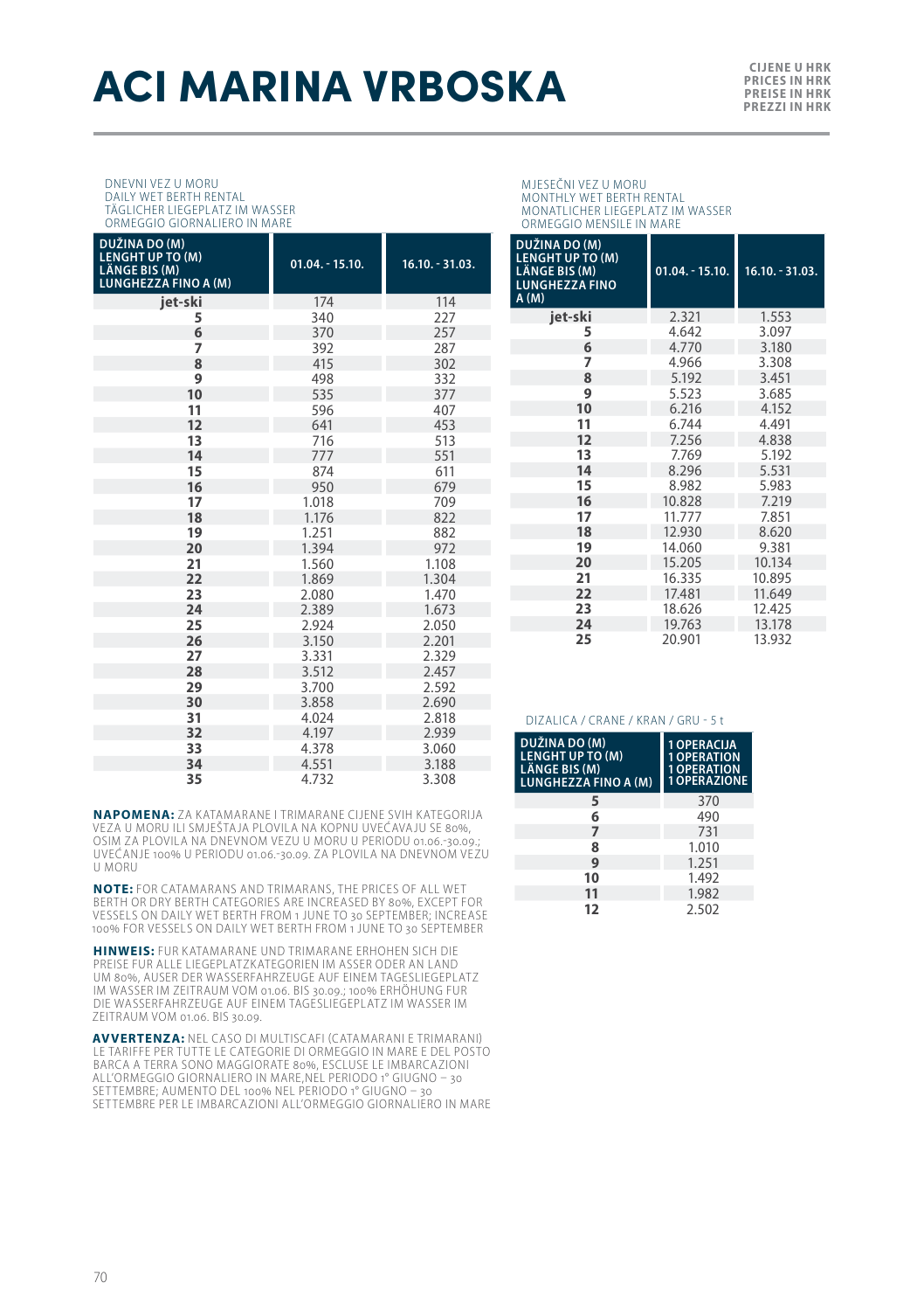# ACI MARINA VRBOSKA

CIJENE U HRK
PRICES IN HRK
PREISE IN HRK
PREZZI IN HRK

DNEVNI VEZ U MORU
DAILY WET BERTH RENTAL
TÄGLICHER LIEGEPLATZ IM WASSER
ORMEGGIO GIORNALIERO IN MARE

| DUŽINA DO (M) LENGHT UP TO (M) LÄNGE BIS (M) LUNGHEZZA FINO A (M) | 01.04. - 15.10. | 16.10. - 31.03. |
|---|---|---|
| jet-ski | 174 | 114 |
| 5 | 340 | 227 |
| 6 | 370 | 257 |
| 7 | 392 | 287 |
| 8 | 415 | 302 |
| 9 | 498 | 332 |
| 10 | 535 | 377 |
| 11 | 596 | 407 |
| 12 | 641 | 453 |
| 13 | 716 | 513 |
| 14 | 777 | 551 |
| 15 | 874 | 611 |
| 16 | 950 | 679 |
| 17 | 1.018 | 709 |
| 18 | 1.176 | 822 |
| 19 | 1.251 | 882 |
| 20 | 1.394 | 972 |
| 21 | 1.560 | 1.108 |
| 22 | 1.869 | 1.304 |
| 23 | 2.080 | 1.470 |
| 24 | 2.389 | 1.673 |
| 25 | 2.924 | 2.050 |
| 26 | 3.150 | 2.201 |
| 27 | 3.331 | 2.329 |
| 28 | 3.512 | 2.457 |
| 29 | 3.700 | 2.592 |
| 30 | 3.858 | 2.690 |
| 31 | 4.024 | 2.818 |
| 32 | 4.197 | 2.939 |
| 33 | 4.378 | 3.060 |
| 34 | 4.551 | 3.188 |
| 35 | 4.732 | 3.308 |

**NAPOMENA:** ZA KATAMARANE I TRIMARANE CIJENE SVIH KATEGORIJA VEZA U MORU ILI SMJEŠTAJA PLOVILA NA KOPNU UVEĆAVAJU SE 80%, OSIM ZA PLOVILA NA DNEVNOM VEZU U MORU U PERIODU 01.06.-30.09.; UVEĆANJE 100% U PERIODU 01.06.-30.09. ZA PLOVILA NA DNEVNOM VEZU U MORU

**NOTE:** FOR CATAMARANS AND TRIMARANS, THE PRICES OF ALL WET BERTH OR DRY BERTH CATEGORIES ARE INCREASED BY 80%, EXCEPT FOR VESSELS ON DAILY WET BERTH FROM 1 JUNE TO 30 SEPTEMBER; INCREASE 100% FOR VESSELS ON DAILY WET BERTH FROM 1 JUNE TO 30 SEPTEMBER

**HINWEIS:** FUR KATAMARANE UND TRIMARANE ERHOHEN SICH DIE PREISE FUR ALLE LIEGEPLATZKATEGORIEN IM ASSER ODER AN LAND UM 80%, AUSER DER WASSERFAHRZEUGE AUF EINEM TAGESLIEGEPLATZ IM WASSER IM ZEITRAUM VOM 01.06. BIS 30.09.; 100% ERHÖHUNG FUR DIE WASSERFAHRZEUGE AUF EINEM TAGESLIEGEPLATZ IM WASSER IM ZEITRAUM VOM 01.06. BIS 30.09.

**AVVERTENZA:** NEL CASO DI MULTISCAFI (CATAMARANI E TRIMARANI) LE TARIFFE PER TUTTE LE CATEGORIE DI ORMEGGIO IN MARE E DEL POSTO BARCA A TERRA SONO MAGGIORATE 80%, ESCLUSE LE IMBARCAZIONI ALL'ORMEGGIO GIORNALIERO IN MARE,NEL PERIODO 1° GIUGNO – 30 SETTEMBRE; AUMENTO DEL 100% NEL PERIODO 1° GIUGNO – 30 SETTEMBRE PER LE IMBARCAZIONI ALL'ORMEGGIO GIORNALIERO IN MARE

MJESEČNI VEZ U MORU
MONTHLY WET BERTH RENTAL
MONATLICHER LIEGEPLATZ IM WASSER
ORMEGGIO MENSILE IN MARE

| DUŽINA DO (M) LENGHT UP TO (M) LÄNGE BIS (M) LUNGHEZZA FINO A (M) | 01.04. - 15.10. | 16.10. - 31.03. |
|---|---|---|
| jet-ski | 2.321 | 1.553 |
| 5 | 4.642 | 3.097 |
| 6 | 4.770 | 3.180 |
| 7 | 4.966 | 3.308 |
| 8 | 5.192 | 3.451 |
| 9 | 5.523 | 3.685 |
| 10 | 6.216 | 4.152 |
| 11 | 6.744 | 4.491 |
| 12 | 7.256 | 4.838 |
| 13 | 7.769 | 5.192 |
| 14 | 8.296 | 5.531 |
| 15 | 8.982 | 5.983 |
| 16 | 10.828 | 7.219 |
| 17 | 11.777 | 7.851 |
| 18 | 12.930 | 8.620 |
| 19 | 14.060 | 9.381 |
| 20 | 15.205 | 10.134 |
| 21 | 16.335 | 10.895 |
| 22 | 17.481 | 11.649 |
| 23 | 18.626 | 12.425 |
| 24 | 19.763 | 13.178 |
| 25 | 20.901 | 13.932 |

DIZALICA / CRANE / KRAN / GRU - 5 t

| DUŽINA DO (M) LENGHT UP TO (M) LÄNGE BIS (M) LUNGHEZZA FINO A (M) | 1 OPERACIJA 1 OPERATION 1 OPERATION 1 OPERAZIONE |
|---|---|
| 5 | 370 |
| 6 | 490 |
| 7 | 731 |
| 8 | 1.010 |
| 9 | 1.251 |
| 10 | 1.492 |
| 11 | 1.982 |
| 12 | 2.502 |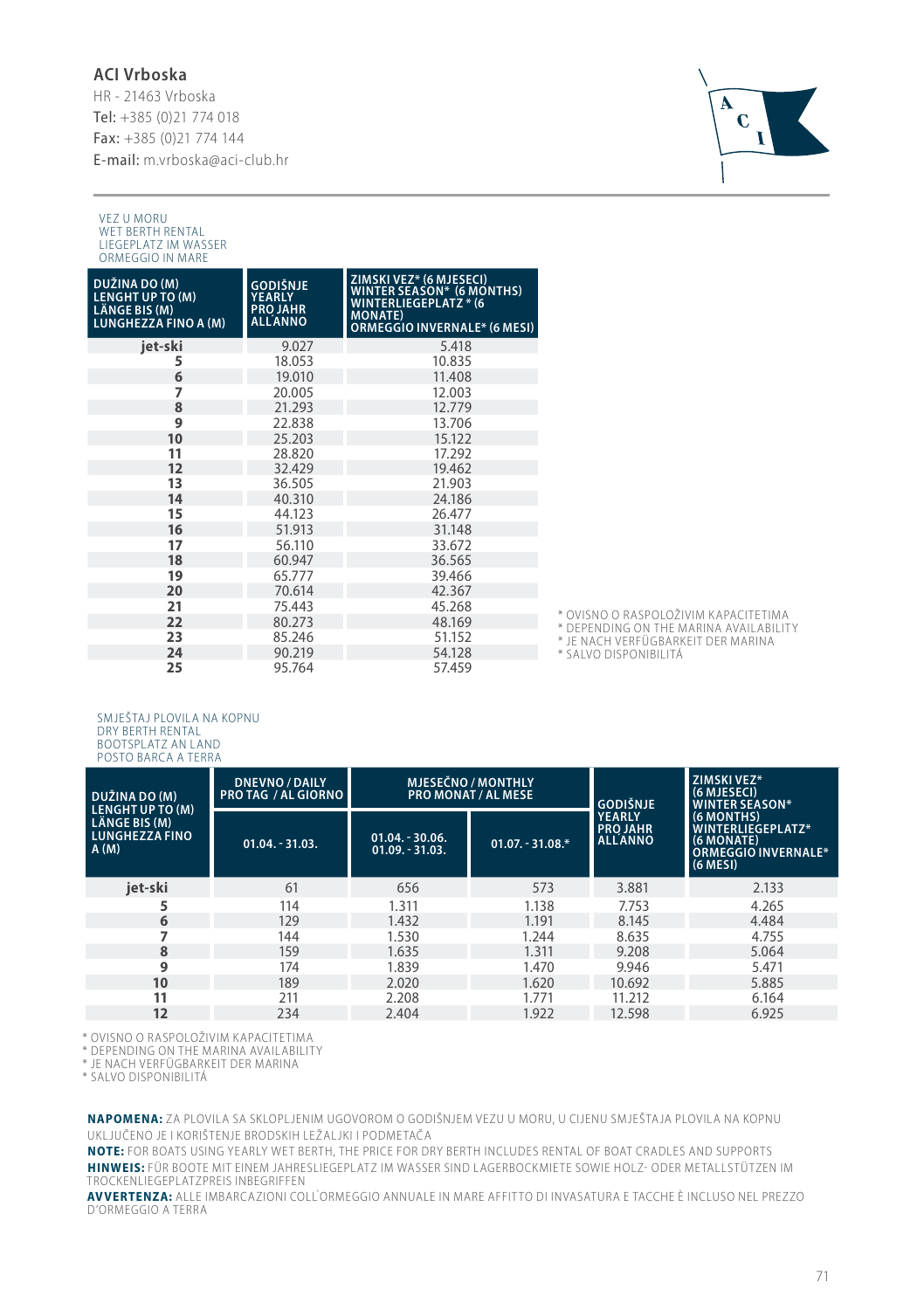## ACI Vrboska

HR - 21463 Vrboska
Tel: +385 (0)21 774 018
Fax: +385 (0)21 774 144
E-mail: m.vrboska@aci-club.hr

VEZ U MORU
WET BERTH RENTAL
LIEGEPLATZ IM WASSER
ORMEGGIO IN MARE

| DUŽINA DO (M) LENGHT UP TO (M) LÄNGE BIS (M) LUNGHEZZA FINO A (M) | GODIŠNJE YEARLY PRO JAHR ALL'ANNO | ZIMSKI VEZ* (6 MJESECI) WINTER SEASON* (6 MONTHS) WINTERLIEGEPLATZ * (6 MONATE) ORMEGGIO INVERNALE* (6 MESI) |
|---|---|---|
| jet-ski | 9.027 | 5.418 |
| 5 | 18.053 | 10.835 |
| 6 | 19.010 | 11.408 |
| 7 | 20.005 | 12.003 |
| 8 | 21.293 | 12.779 |
| 9 | 22.838 | 13.706 |
| 10 | 25.203 | 15.122 |
| 11 | 28.820 | 17.292 |
| 12 | 32.429 | 19.462 |
| 13 | 36.505 | 21.903 |
| 14 | 40.310 | 24.186 |
| 15 | 44.123 | 26.477 |
| 16 | 51.913 | 31.148 |
| 17 | 56.110 | 33.672 |
| 18 | 60.947 | 36.565 |
| 19 | 65.777 | 39.466 |
| 20 | 70.614 | 42.367 |
| 21 | 75.443 | 45.268 |
| 22 | 80.273 | 48.169 |
| 23 | 85.246 | 51.152 |
| 24 | 90.219 | 54.128 |
| 25 | 95.764 | 57.459 |

\* OVISNO O RASPOLOŽIVIM KAPACITETIMA
\* DEPENDING ON THE MARINA AVAILABILITY
\* JE NACH VERFÜGBARKEIT DER MARINA
\* SALVO DISPONIBILITÁ

SMJEŠTAJ PLOVILA NA KOPNU
DRY BERTH RENTAL
BOOTSPLATZ AN LAND
POSTO BARCA A TERRA

| DUŽINA DO (M) LENGHT UP TO (M) LÄNGE BIS (M) LUNGHEZZA FINO A (M) | DNEVNO / DAILY PRO TAG / AL GIORNO | MJESEČNO / MONTHLY PRO MONAT / AL MESE | | GODIŠNJE YEARLY PRO JAHR ALL'ANNO | ZIMSKI VEZ* (6 MJESECI) WINTER SEASON* (6 MONTHS) WINTERLIEGEPLATZ* (6 MONATE) ORMEGGIO INVERNALE* (6 MESI) |
|---|---|---|---|---|---|
| | 01.04. - 31.03. | 01.04. - 30.06. 01.09. - 31.03. | 01.07. - 31.08.* | | |
| jet-ski | 61 | 656 | 573 | 3.881 | 2.133 |
| 5 | 114 | 1.311 | 1.138 | 7.753 | 4.265 |
| 6 | 129 | 1.432 | 1.191 | 8.145 | 4.484 |
| 7 | 144 | 1.530 | 1.244 | 8.635 | 4.755 |
| 8 | 159 | 1.635 | 1.311 | 9.208 | 5.064 |
| 9 | 174 | 1.839 | 1.470 | 9.946 | 5.471 |
| 10 | 189 | 2.020 | 1.620 | 10.692 | 5.885 |
| 11 | 211 | 2.208 | 1.771 | 11.212 | 6.164 |
| 12 | 234 | 2.404 | 1.922 | 12.598 | 6.925 |

\* OVISNO O RASPOLOŽIVIM KAPACITETIMA
\* DEPENDING ON THE MARINA AVAILABILITY
\* JE NACH VERFÜGBARKEIT DER MARINA
\* SALVO DISPONIBILITÁ

**NAPOMENA:** ZA PLOVILA SA SKLOPLJENIM UGOVOROM O GODIŠNJEM VEZU U MORU, U CIJENU SMJEŠTAJA PLOVILA NA KOPNU UKLJUČENO JE I KORIŠTENJE BRODSKIH LEŽALJKI I PODMETAČA

**NOTE:** FOR BOATS USING YEARLY WET BERTH, THE PRICE FOR DRY BERTH INCLUDES RENTAL OF BOAT CRADLES AND SUPPORTS

**HINWEIS:** FÜR BOOTE MIT EINEM JAHRESLIEGEPLATZ IM WASSER SIND LAGERBOCKMIETE SOWIE HOLZ- ODER METALLSTÜTZEN IM TROCKENLIEGEPLATZPREIS INBEGRIFFEN

**AVVERTENZA:** ALLE IMBARCAZIONI COLL'ORMEGGIO ANNUALE IN MARE AFFITTO DI INVASATURA E TACCHE È INCLUSO NEL PREZZO D'ORMEGGIO A TERRA